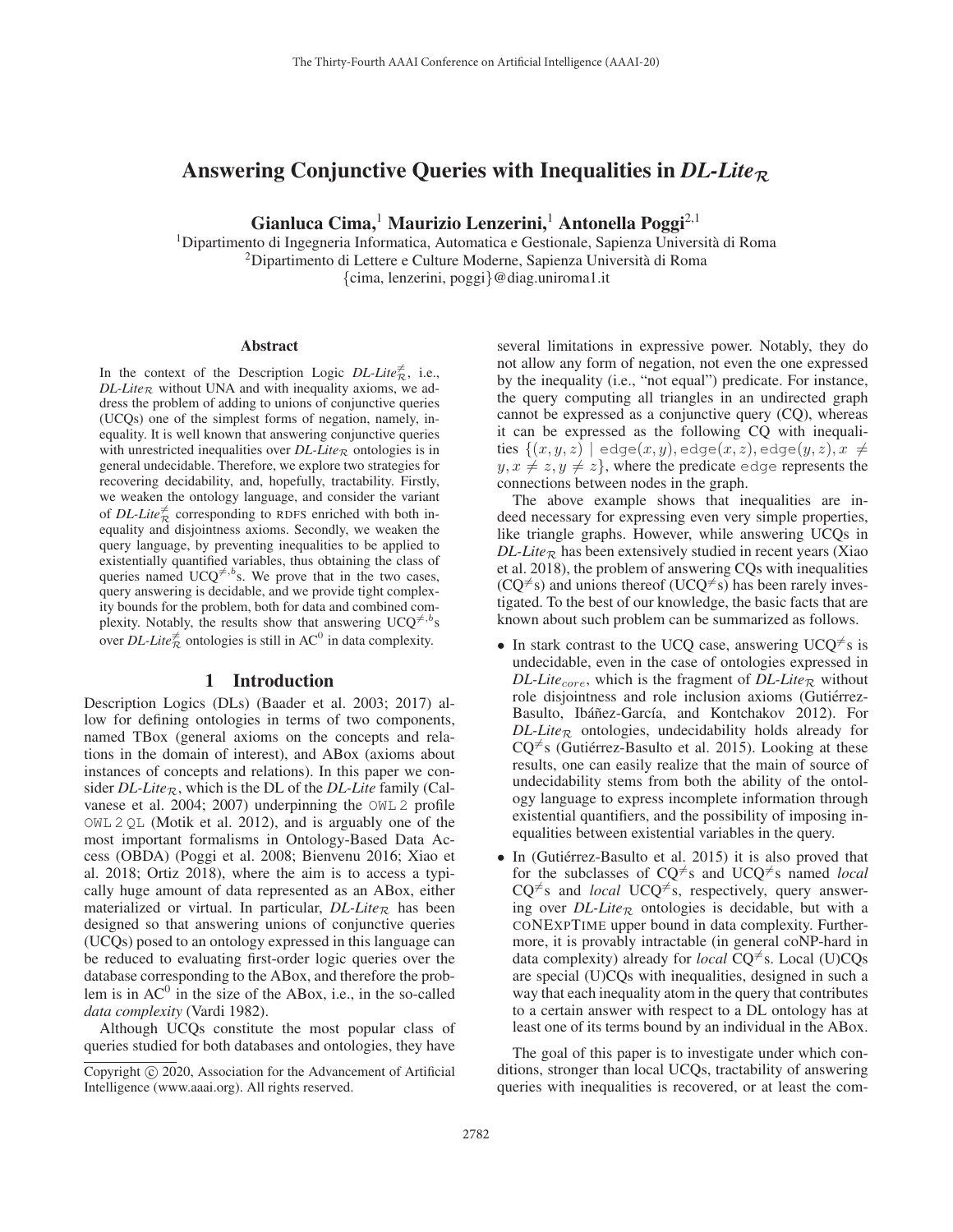# Answering Conjunctive Queries with Inequalities in *DL-Lite*$_{\mathcal{R}}$

**Gianluca Cima,[1] Maurizio Lenzerini,[1] Antonella Poggi[2,1]**

[1]Dipartimento di Ingegneria Informatica, Automatica e Gestionale, Sapienza Università di Roma
[2]Dipartimento di Lettere e Culture Moderne, Sapienza Università di Roma
{cima, lenzerini, poggi}@diag.uniroma1.it

## Abstract

In the context of the Description Logic *DL-Lite*$^{\neq}_{\mathcal{R}}$, i.e., *DL-Lite*$_{\mathcal{R}}$ without UNA and with inequality axioms, we address the problem of adding to unions of conjunctive queries (UCQs) one of the simplest forms of negation, namely, inequality. It is well known that answering conjunctive queries with unrestricted inequalities over *DL-Lite*$_{\mathcal{R}}$ ontologies is in general undecidable. Therefore, we explore two strategies for recovering decidability, and, hopefully, tractability. Firstly, we weaken the ontology language, and consider the variant of *DL-Lite*$^{\neq}_{\mathcal{R}}$ corresponding to RDFS enriched with both inequality and disjointness axioms. Secondly, we weaken the query language, by preventing inequalities to be applied to existentially quantified variables, thus obtaining the class of queries named UCQ$^{\neq,b}$s. We prove that in the two cases, query answering is decidable, and we provide tight complexity bounds for the problem, both for data and combined complexity. Notably, the results show that answering UCQ$^{\neq,b}$s over *DL-Lite*$^{\neq}_{\mathcal{R}}$ ontologies is still in $\text{AC}^0$ in data complexity.

## 1 Introduction

Description Logics (DLs) (Baader et al. 2003; 2017) allow for defining ontologies in terms of two components, named TBox (general axioms on the concepts and relations in the domain of interest), and ABox (axioms about instances of concepts and relations). In this paper we consider *DL-Lite*$_{\mathcal{R}}$, which is the DL of the *DL-Lite* family (Calvanese et al. 2004; 2007) underpinning the `OWL 2` profile `OWL 2 QL` (Motik et al. 2012), and is arguably one of the most important formalisms in Ontology-Based Data Access (OBDA) (Poggi et al. 2008; Bienvenu 2016; Xiao et al. 2018; Ortiz 2018), where the aim is to access a typically huge amount of data represented as an ABox, either materialized or virtual. In particular, *DL-Lite*$_{\mathcal{R}}$ has been designed so that answering unions of conjunctive queries (UCQs) posed to an ontology expressed in this language can be reduced to evaluating first-order logic queries over the database corresponding to the ABox, and therefore the problem is in $\text{AC}^0$ in the size of the ABox, i.e., in the so-called *data complexity* (Vardi 1982).

Although UCQs constitute the most popular class of queries studied for both databases and ontologies, they have several limitations in expressive power. Notably, they do not allow any form of negation, not even the one expressed by the inequality (i.e., "not equal") predicate. For instance, the query computing all triangles in an undirected graph cannot be expressed as a conjunctive query (CQ), whereas it can be expressed as the following CQ with inequalities $\{(x, y, z) \mid \texttt{edge}(x, y), \texttt{edge}(x, z), \texttt{edge}(y, z), x \neq y, x \neq z, y \neq z\}$, where the predicate `edge` represents the connections between nodes in the graph.

The above example shows that inequalities are indeed necessary for expressing even very simple properties, like triangle graphs. However, while answering UCQs in *DL-Lite*$_{\mathcal{R}}$ has been extensively studied in recent years (Xiao et al. 2018), the problem of answering CQs with inequalities (CQ$^{\neq}$s) and unions thereof (UCQ$^{\neq}$s) has been rarely investigated. To the best of our knowledge, the basic facts that are known about such problem can be summarized as follows.

- In stark contrast to the UCQ case, answering UCQ$^{\neq}$s is undecidable, even in the case of ontologies expressed in *DL-Lite*$_{core}$, which is the fragment of *DL-Lite*$_{\mathcal{R}}$ without role disjointness and role inclusion axioms (Gutiérrez-Basulto, Ibáñez-García, and Kontchakov 2012). For *DL-Lite*$_{\mathcal{R}}$ ontologies, undecidability holds already for CQ$^{\neq}$s (Gutiérrez-Basulto et al. 2015). Looking at these results, one can easily realize that the main of source of undecidability stems from both the ability of the ontology language to express incomplete information through existential quantifiers, and the possibility of imposing inequalities between existential variables in the query.
- In (Gutiérrez-Basulto et al. 2015) it is also proved that for the subclasses of CQ$^{\neq}$s and UCQ$^{\neq}$s named *local* CQ$^{\neq}$s and *local* UCQ$^{\neq}$s, respectively, query answering over *DL-Lite*$_{\mathcal{R}}$ ontologies is decidable, but with a CONEXPTIME upper bound in data complexity. Furthermore, it is provably intractable (in general coNP-hard in data complexity) already for *local* CQ$^{\neq}$s. Local (U)CQs are special (U)CQs with inequalities, designed in such a way that each inequality atom in the query that contributes to a certain answer with respect to a DL ontology has at least one of its terms bound by an individual in the ABox.

The goal of this paper is to investigate under which conditions, stronger than local UCQs, tractability of answering queries with inequalities is recovered, or at least the com-

Copyright © 2020, Association for the Advancement of Artificial Intelligence (www.aaai.org). All rights reserved.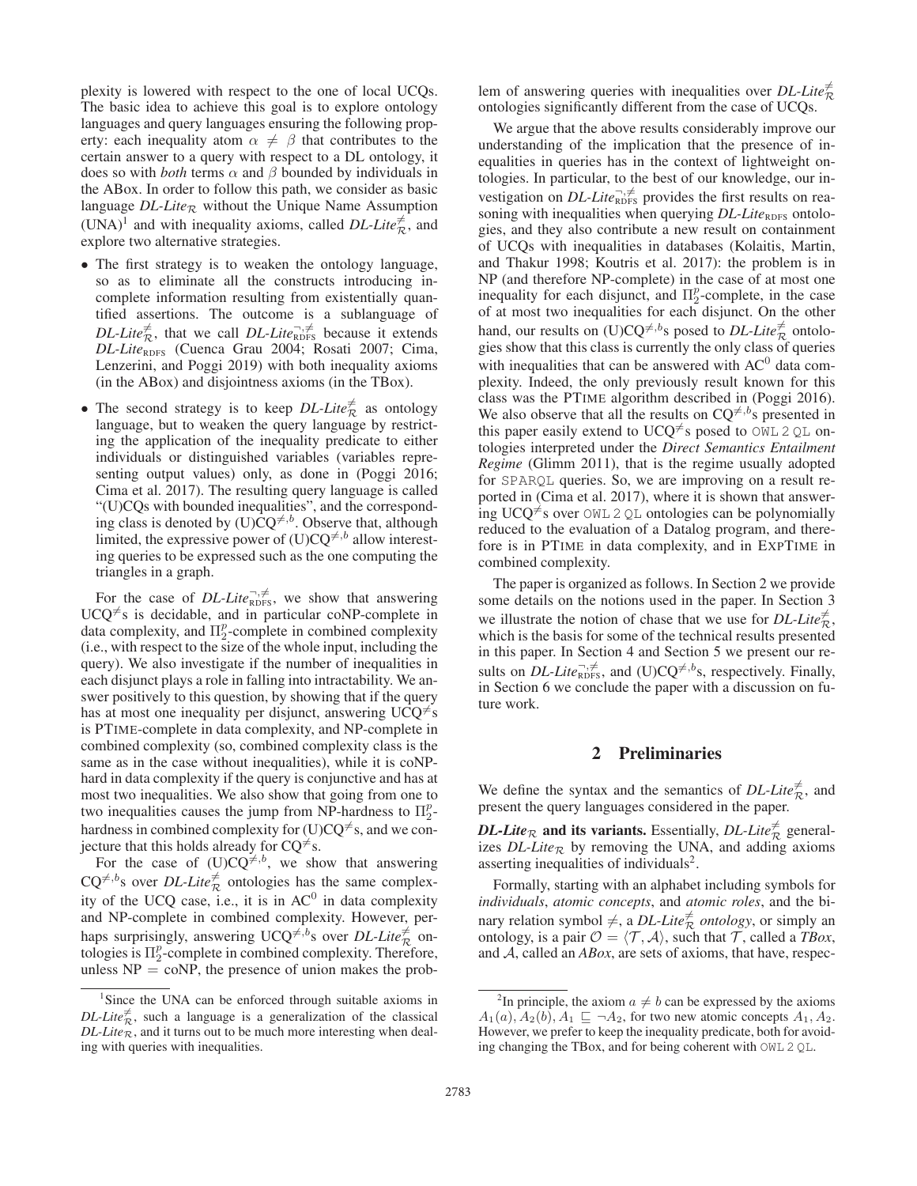plexity is lowered with respect to the one of local UCQs. The basic idea to achieve this goal is to explore ontology languages and query languages ensuring the following property: each inequality atom $\alpha \neq \beta$ that contributes to the certain answer to a query with respect to a DL ontology, it does so with *both* terms $\alpha$ and $\beta$ bounded by individuals in the ABox. In order to follow this path, we consider as basic language *DL-Lite*$_\mathcal{R}$ without the Unique Name Assumption (UNA)[1] and with inequality axioms, called *DL-Lite*$^{\neq}_\mathcal{R}$, and explore two alternative strategies.

- The first strategy is to weaken the ontology language, so as to eliminate all the constructs introducing incomplete information resulting from existentially quantified assertions. The outcome is a sublanguage of *DL-Lite*$^{\neq}_\mathcal{R}$, that we call *DL-Lite*$^{\neg,\neq}_{\text{RDFS}}$ because it extends *DL-Lite*$_{\text{RDFS}}$ (Cuenca Grau 2004; Rosati 2007; Cima, Lenzerini, and Poggi 2019) with both inequality axioms (in the ABox) and disjointness axioms (in the TBox).
- The second strategy is to keep *DL-Lite*$^{\neq}_\mathcal{R}$ as ontology language, but to weaken the query language by restricting the application of the inequality predicate to either individuals or distinguished variables (variables representing output values) only, as done in (Poggi 2016; Cima et al. 2017). The resulting query language is called "(U)CQs with bounded inequalities", and the corresponding class is denoted by (U)CQ$^{\neq,b}$. Observe that, although limited, the expressive power of (U)CQ$^{\neq,b}$ allow interesting queries to be expressed such as the one computing the triangles in a graph.

For the case of *DL-Lite*$^{\neg,\neq}_{\text{RDFS}}$, we show that answering UCQ$^{\neq}$s is decidable, and in particular coNP-complete in data complexity, and $\Pi^p_2$-complete in combined complexity (i.e., with respect to the size of the whole input, including the query). We also investigate if the number of inequalities in each disjunct plays a role in falling into intractability. We answer positively to this question, by showing that if the query has at most one inequality per disjunct, answering UCQ$^{\neq}$s is PTIME-complete in data complexity, and NP-complete in combined complexity (so, combined complexity class is the same as in the case without inequalities), while it is coNP-hard in data complexity if the query is conjunctive and has at most two inequalities. We also show that going from one to two inequalities causes the jump from NP-hardness to $\Pi^p_2$-hardness in combined complexity for (U)CQ$^{\neq}$s, and we conjecture that this holds already for CQ$^{\neq}$s.

For the case of (U)CQ$^{\neq,b}$, we show that answering CQ$^{\neq,b}$s over *DL-Lite*$^{\neq}_\mathcal{R}$ ontologies has the same complexity of the UCQ case, i.e., it is in AC$^0$ in data complexity and NP-complete in combined complexity. However, perhaps surprisingly, answering UCQ$^{\neq,b}$s over *DL-Lite*$^{\neq}_\mathcal{R}$ ontologies is $\Pi^p_2$-complete in combined complexity. Therefore, unless NP = coNP, the presence of union makes the problem of answering queries with inequalities over *DL-Lite*$^{\neq}_\mathcal{R}$ ontologies significantly different from the case of UCQs.

We argue that the above results considerably improve our understanding of the implication that the presence of inequalities in queries has in the context of lightweight ontologies. In particular, to the best of our knowledge, our investigation on *DL-Lite*$^{\neg,\neq}_{\text{RDFS}}$ provides the first results on reasoning with inequalities when querying *DL-Lite*$_{\text{RDFS}}$ ontologies, and they also contribute a new result on containment of UCQs with inequalities in databases (Kolaitis, Martin, and Thakur 1998; Koutris et al. 2017): the problem is in NP (and therefore NP-complete) in the case of at most one inequality for each disjunct, and $\Pi^p_2$-complete, in the case of at most two inequalities for each disjunct. On the other hand, our results on (U)CQ$^{\neq,b}$s posed to *DL-Lite*$^{\neq}_\mathcal{R}$ ontologies show that this class is currently the only class of queries with inequalities that can be answered with AC$^0$ data complexity. Indeed, the only previously result known for this class was the PTIME algorithm described in (Poggi 2016). We also observe that all the results on CQ$^{\neq,b}$s presented in this paper easily extend to UCQ$^{\neq}$s posed to OWL 2 QL ontologies interpreted under the *Direct Semantics Entailment Regime* (Glimm 2011), that is the regime usually adopted for SPARQL queries. So, we are improving on a result reported in (Cima et al. 2017), where it is shown that answering UCQ$^{\neq}$s over OWL 2 QL ontologies can be polynomially reduced to the evaluation of a Datalog program, and therefore is in PTIME in data complexity, and in EXPTIME in combined complexity.

The paper is organized as follows. In Section 2 we provide some details on the notions used in the paper. In Section 3 we illustrate the notion of chase that we use for *DL-Lite*$^{\neq}_\mathcal{R}$, which is the basis for some of the technical results presented in this paper. In Section 4 and Section 5 we present our results on *DL-Lite*$^{\neg,\neq}_{\text{RDFS}}$, and (U)CQ$^{\neq,b}$s, respectively. Finally, in Section 6 we conclude the paper with a discussion on future work.

## 2 Preliminaries

We define the syntax and the semantics of *DL-Lite*$^{\neq}_\mathcal{R}$, and present the query languages considered in the paper.

***DL-Lite*$_\mathcal{R}$ and its variants.** Essentially, *DL-Lite*$^{\neq}_\mathcal{R}$ generalizes *DL-Lite*$_\mathcal{R}$ by removing the UNA, and adding axioms asserting inequalities of individuals[2].

Formally, starting with an alphabet including symbols for *individuals*, *atomic concepts*, and *atomic roles*, and the binary relation symbol $\neq$, a *DL-Lite*$^{\neq}_\mathcal{R}$ *ontology*, or simply an ontology, is a pair $\mathcal{O} = \langle \mathcal{T}, \mathcal{A} \rangle$, such that $\mathcal{T}$, called a *TBox*, and $\mathcal{A}$, called an *ABox*, are sets of axioms, that have, respec-

[1] Since the UNA can be enforced through suitable axioms in *DL-Lite*$^{\neq}_\mathcal{R}$, such a language is a generalization of the classical *DL-Lite*$_\mathcal{R}$, and it turns out to be much more interesting when dealing with queries with inequalities.

[2] In principle, the axiom $a \neq b$ can be expressed by the axioms $A_1(a)$, $A_2(b)$, $A_1 \sqsubseteq \neg A_2$, for two new atomic concepts $A_1, A_2$. However, we prefer to keep the inequality predicate, both for avoiding changing the TBox, and for being coherent with OWL 2 QL.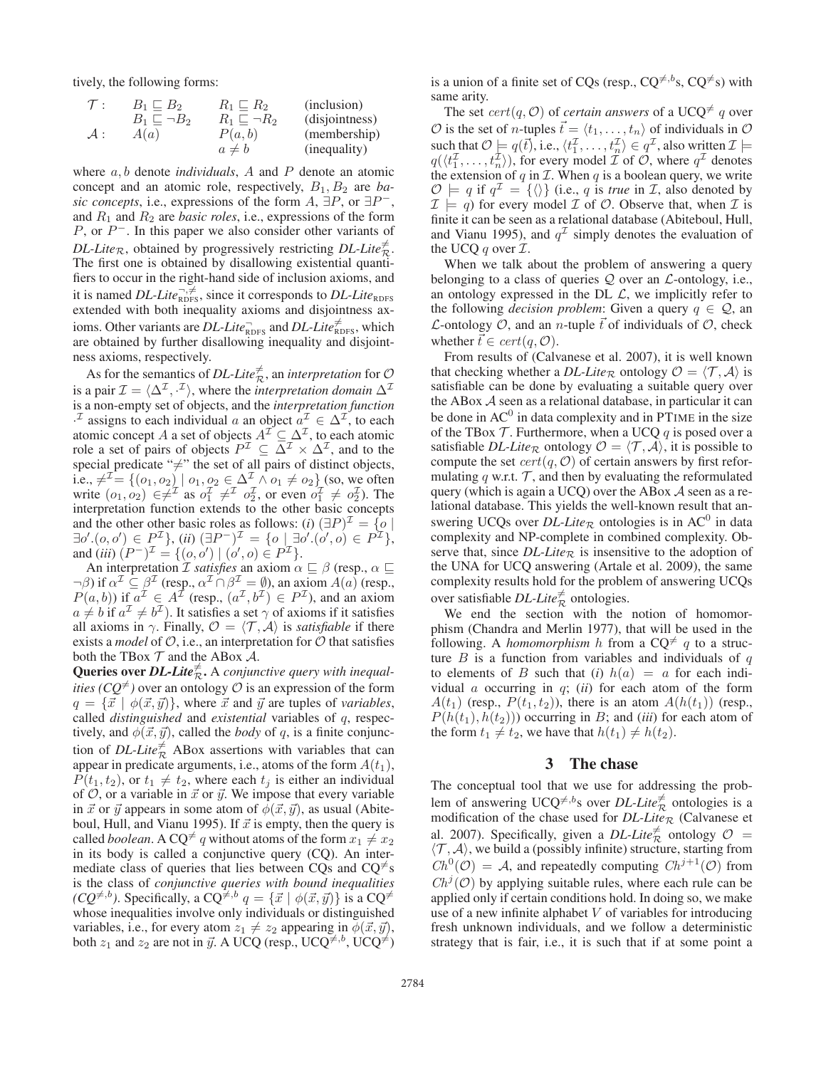tively, the following forms:

| | | | |
|---|---|---|---|
| $\mathcal{T}$: | $B_1 \sqsubseteq B_2$ | $R_1 \sqsubseteq R_2$ | (inclusion) |
| | $B_1 \sqsubseteq \neg B_2$ | $R_1 \sqsubseteq \neg R_2$ | (disjointness) |
| $\mathcal{A}$: | $A(a)$ | $P(a,b)$ | (membership) |
| | | $a \neq b$ | (inequality) |

where $a, b$ denote *individuals*, $A$ and $P$ denote an atomic concept and an atomic role, respectively, $B_1, B_2$ are *basic concepts*, i.e., expressions of the form $A$, $\exists P$, or $\exists P^-$, and $R_1$ and $R_2$ are *basic roles*, i.e., expressions of the form $P$, or $P^-$. In this paper we also consider other variants of *DL-Lite*$_\mathcal{R}$, obtained by progressively restricting *DL-Lite*$_\mathcal{R}^{\neq}$. The first one is obtained by disallowing existential quantifiers to occur in the right-hand side of inclusion axioms, and it is named *DL-Lite*$_{\text{RDFS}}^{\neg,\neq}$, since it corresponds to *DL-Lite*$_{\text{RDFS}}$ extended with both inequality axioms and disjointness axioms. Other variants are *DL-Lite*$_{\text{RDFS}}^{\neg}$ and *DL-Lite*$_{\text{RDFS}}^{\neq}$, which are obtained by further disallowing inequality and disjointness axioms, respectively.

As for the semantics of *DL-Lite*$_\mathcal{R}^{\neq}$, an *interpretation* for $\mathcal{O}$ is a pair $\mathcal{I} = \langle \Delta^\mathcal{I}, \cdot^\mathcal{I} \rangle$, where the *interpretation domain* $\Delta^\mathcal{I}$ is a non-empty set of objects, and the *interpretation function* $\cdot^\mathcal{I}$ assigns to each individual $a$ an object $a^\mathcal{I} \in \Delta^\mathcal{I}$, to each atomic concept $A$ a set of objects $A^\mathcal{I} \subseteq \Delta^\mathcal{I}$, to each atomic role a set of pairs of objects $P^\mathcal{I} \subseteq \Delta^\mathcal{I} \times \Delta^\mathcal{I}$, and to the special predicate "$\neq$" the set of all pairs of distinct objects, i.e., $\neq^\mathcal{I} = \{(o_1, o_2) \mid o_1, o_2 \in \Delta^\mathcal{I} \wedge o_1 \neq o_2\}$ (so, we often write $(o_1, o_2) \in \neq^\mathcal{I}$ as $o_1^\mathcal{I} \neq^\mathcal{I} o_2^\mathcal{I}$, or even $o_1^\mathcal{I} \neq o_2^\mathcal{I}$). The interpretation function extends to the other basic concepts and the other other basic roles as follows: (*i*) $(\exists P)^\mathcal{I} = \{o \mid \exists o'.(o, o') \in P^\mathcal{I}\}$, (*ii*) $(\exists P^-)^\mathcal{I} = \{o \mid \exists o'.(o', o) \in P^\mathcal{I}\}$, and (*iii*) $(P^-)^\mathcal{I} = \{(o, o') \mid (o', o) \in P^\mathcal{I}\}$.

An interpretation $\mathcal{I}$ *satisfies* an axiom $\alpha \sqsubseteq \beta$ (resp., $\alpha \sqsubseteq \neg\beta$) if $\alpha^\mathcal{I} \subseteq \beta^\mathcal{I}$ (resp., $\alpha^\mathcal{I} \cap \beta^\mathcal{I} = \emptyset$), an axiom $A(a)$ (resp., $P(a, b)$) if $a^\mathcal{I} \in A^\mathcal{I}$ (resp., $(a^\mathcal{I}, b^\mathcal{I}) \in P^\mathcal{I}$), and an axiom $a \neq b$ if $a^\mathcal{I} \neq b^\mathcal{I}$). It satisfies a set $\gamma$ of axioms if it satisfies all axioms in $\gamma$. Finally, $\mathcal{O} = \langle \mathcal{T}, \mathcal{A} \rangle$ is *satisfiable* if there exists a *model* of $\mathcal{O}$, i.e., an interpretation for $\mathcal{O}$ that satisfies both the TBox $\mathcal{T}$ and the ABox $\mathcal{A}$.

**Queries over *DL-Lite*$_\mathcal{R}^{\neq}$.** A *conjunctive query with inequalities (CQ$^{\neq}$)* over an ontology $\mathcal{O}$ is an expression of the form $q = \{\vec{x} \mid \phi(\vec{x}, \vec{y})\}$, where $\vec{x}$ and $\vec{y}$ are tuples of *variables*, called *distinguished* and *existential* variables of $q$, respectively, and $\phi(\vec{x}, \vec{y})$, called the *body* of $q$, is a finite conjunction of *DL-Lite*$_\mathcal{R}^{\neq}$ ABox assertions with variables that can appear in predicate arguments, i.e., atoms of the form $A(t_1)$, $P(t_1, t_2)$, or $t_1 \neq t_2$, where each $t_j$ is either an individual of $\mathcal{O}$, or a variable in $\vec{x}$ or $\vec{y}$. We impose that every variable in $\vec{x}$ or $\vec{y}$ appears in some atom of $\phi(\vec{x}, \vec{y})$, as usual (Abiteboul, Hull, and Vianu 1995). If $\vec{x}$ is empty, then the query is called *boolean*. A CQ$^{\neq}$ $q$ without atoms of the form $x_1 \neq x_2$ in its body is called a conjunctive query (CQ). An intermediate class of queries that lies between CQs and CQ$^{\neq}$s is the class of *conjunctive queries with bound inequalities (CQ$^{\neq,b}$)*. Specifically, a CQ$^{\neq,b}$ $q = \{\vec{x} \mid \phi(\vec{x}, \vec{y})\}$ is a CQ$^{\neq}$ whose inequalities involve only individuals or distinguished variables, i.e., for every atom $z_1 \neq z_2$ appearing in $\phi(\vec{x}, \vec{y})$, both $z_1$ and $z_2$ are not in $\vec{y}$. A UCQ (resp., UCQ$^{\neq,b}$, UCQ$^{\neq}$) is a union of a finite set of CQs (resp., CQ$^{\neq,b}$s, CQ$^{\neq}$s) with same arity.

The set $cert(q, \mathcal{O})$ of *certain answers* of a UCQ$^{\neq}$ $q$ over $\mathcal{O}$ is the set of $n$-tuples $\vec{t} = \langle t_1, \ldots, t_n \rangle$ of individuals in $\mathcal{O}$ such that $\mathcal{O} \models q(\vec{t})$, i.e., $\langle t_1^\mathcal{I}, \ldots, t_n^\mathcal{I} \rangle \in q^\mathcal{I}$, also written $\mathcal{I} \models q(\langle t_1^\mathcal{I}, \ldots, t_n^\mathcal{I} \rangle)$, for every model $\mathcal{I}$ of $\mathcal{O}$, where $q^\mathcal{I}$ denotes the extension of $q$ in $\mathcal{I}$. When $q$ is a boolean query, we write $\mathcal{O} \models q$ if $q^\mathcal{I} = \{\langle\rangle\}$ (i.e., $q$ is *true* in $\mathcal{I}$, also denoted by $\mathcal{I} \models q$) for every model $\mathcal{I}$ of $\mathcal{O}$. Observe that, when $\mathcal{I}$ is finite it can be seen as a relational database (Abiteboul, Hull, and Vianu 1995), and $q^\mathcal{I}$ simply denotes the evaluation of the UCQ $q$ over $\mathcal{I}$.

When we talk about the problem of answering a query belonging to a class of queries $\mathcal{Q}$ over an $\mathcal{L}$-ontology, i.e., an ontology expressed in the DL $\mathcal{L}$, we implicitly refer to the following *decision problem*: Given a query $q \in \mathcal{Q}$, an $\mathcal{L}$-ontology $\mathcal{O}$, and an $n$-tuple $\vec{t}$ of individuals of $\mathcal{O}$, check whether $\vec{t} \in cert(q, \mathcal{O})$.

From results of (Calvanese et al. 2007), it is well known that checking whether a *DL-Lite*$_\mathcal{R}$ ontology $\mathcal{O} = \langle \mathcal{T}, \mathcal{A} \rangle$ is satisfiable can be done by evaluating a suitable query over the ABox $\mathcal{A}$ seen as a relational database, in particular it can be done in $\text{AC}^0$ in data complexity and in PTIME in the size of the TBox $\mathcal{T}$. Furthermore, when a UCQ $q$ is posed over a satisfiable *DL-Lite*$_\mathcal{R}$ ontology $\mathcal{O} = \langle \mathcal{T}, \mathcal{A} \rangle$, it is possible to compute the set $cert(q, \mathcal{O})$ of certain answers by first reformulating $q$ w.r.t. $\mathcal{T}$, and then by evaluating the reformulated query (which is again a UCQ) over the ABox $\mathcal{A}$ seen as a relational database. This yields the well-known result that answering UCQs over *DL-Lite*$_\mathcal{R}$ ontologies is in $\text{AC}^0$ in data complexity and NP-complete in combined complexity. Observe that, since *DL-Lite*$_\mathcal{R}$ is insensitive to the adoption of the UNA for UCQ answering (Artale et al. 2009), the same complexity results hold for the problem of answering UCQs over satisfiable *DL-Lite*$_\mathcal{R}^{\neq}$ ontologies.

We end the section with the notion of homomorphism (Chandra and Merlin 1977), that will be used in the following. A *homomorphism* $h$ from a CQ$^{\neq}$ $q$ to a structure $B$ is a function from variables and individuals of $q$ to elements of $B$ such that (*i*) $h(a) = a$ for each individual $a$ occurring in $q$; (*ii*) for each atom of the form $A(t_1)$ (resp., $P(t_1, t_2)$), there is an atom $A(h(t_1))$ (resp., $P(h(t_1), h(t_2))$) occurring in $B$; and (*iii*) for each atom of the form $t_1 \neq t_2$, we have that $h(t_1) \neq h(t_2)$.

## 3 The chase

The conceptual tool that we use for addressing the problem of answering UCQ$^{\neq,b}$s over *DL-Lite*$_\mathcal{R}^{\neq}$ ontologies is a modification of the chase used for *DL-Lite*$_\mathcal{R}$ (Calvanese et al. 2007). Specifically, given a *DL-Lite*$_\mathcal{R}^{\neq}$ ontology $\mathcal{O} = \langle \mathcal{T}, \mathcal{A} \rangle$, we build a (possibly infinite) structure, starting from $Ch^0(\mathcal{O}) = \mathcal{A}$, and repeatedly computing $Ch^{j+1}(\mathcal{O})$ from $Ch^j(\mathcal{O})$ by applying suitable rules, where each rule can be applied only if certain conditions hold. In doing so, we make use of a new infinite alphabet $V$ of variables for introducing fresh unknown individuals, and we follow a deterministic strategy that is fair, i.e., it is such that if at some point a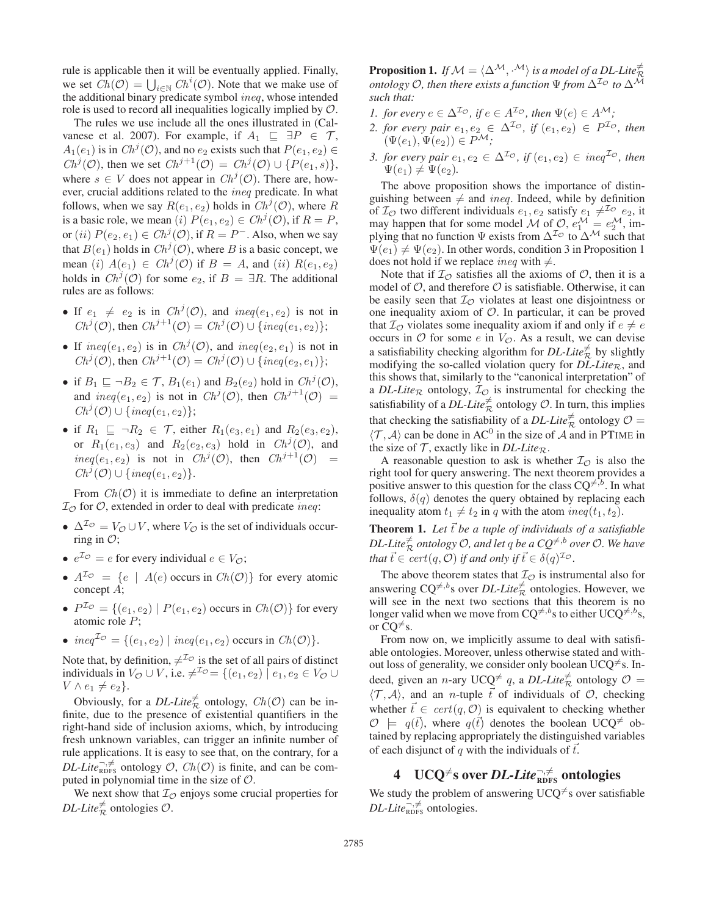rule is applicable then it will be eventually applied. Finally, we set $Ch(\mathcal{O}) = \bigcup_{i \in \mathbb{N}} Ch^i(\mathcal{O})$. Note that we make use of the additional binary predicate symbol $ineq$, whose intended role is used to record all inequalities logically implied by $\mathcal{O}$.

The rules we use include all the ones illustrated in (Calvanese et al. 2007). For example, if $A_1 \sqsubseteq \exists P \in \mathcal{T}$, $A_1(e_1)$ is in $Ch^j(\mathcal{O})$, and no $e_2$ exists such that $P(e_1, e_2) \in Ch^j(\mathcal{O})$, then we set $Ch^{j+1}(\mathcal{O}) = Ch^j(\mathcal{O}) \cup \{P(e_1, s)\}$, where $s \in V$ does not appear in $Ch^j(\mathcal{O})$. There are, however, crucial additions related to the $ineq$ predicate. In what follows, when we say $R(e_1, e_2)$ holds in $Ch^j(\mathcal{O})$, where $R$ is a basic role, we mean $(i)$ $P(e_1, e_2) \in Ch^j(\mathcal{O})$, if $R = P$, or $(ii)$ $P(e_2, e_1) \in Ch^j(\mathcal{O})$, if $R = P^-$. Also, when we say that $B(e_1)$ holds in $Ch^j(\mathcal{O})$, where $B$ is a basic concept, we mean $(i)$ $A(e_1) \in Ch^j(\mathcal{O})$ if $B = A$, and $(ii)$ $R(e_1, e_2)$ holds in $Ch^j(\mathcal{O})$ for some $e_2$, if $B = \exists R$. The additional rules are as follows:

- If $e_1 \neq e_2$ is in $Ch^j(\mathcal{O})$, and $ineq(e_1, e_2)$ is not in $Ch^j(\mathcal{O})$, then $Ch^{j+1}(\mathcal{O}) = Ch^j(\mathcal{O}) \cup \{ineq(e_1, e_2)\}$;
- If $ineq(e_1, e_2)$ is in $Ch^j(\mathcal{O})$, and $ineq(e_2, e_1)$ is not in $Ch^j(\mathcal{O})$, then $Ch^{j+1}(\mathcal{O}) = Ch^j(\mathcal{O}) \cup \{ineq(e_2, e_1)\}$;
- if $B_1 \sqsubseteq \neg B_2 \in \mathcal{T}$, $B_1(e_1)$ and $B_2(e_2)$ hold in $Ch^j(\mathcal{O})$, and $ineq(e_1, e_2)$ is not in $Ch^j(\mathcal{O})$, then $Ch^{j+1}(\mathcal{O}) = Ch^j(\mathcal{O}) \cup \{ineq(e_1, e_2)\}$;
- if $R_1 \sqsubseteq \neg R_2 \in \mathcal{T}$, either $R_1(e_3, e_1)$ and $R_2(e_3, e_2)$, or $R_1(e_1, e_3)$ and $R_2(e_2, e_3)$ hold in $Ch^j(\mathcal{O})$, and $ineq(e_1, e_2)$ is not in $Ch^j(\mathcal{O})$, then $Ch^{j+1}(\mathcal{O}) = Ch^j(\mathcal{O}) \cup \{ineq(e_1, e_2)\}$.

From $Ch(\mathcal{O})$ it is immediate to define an interpretation $\mathcal{I}_\mathcal{O}$ for $\mathcal{O}$, extended in order to deal with predicate $ineq$:

- $\Delta^{\mathcal{I}_\mathcal{O}} = V_\mathcal{O} \cup V$, where $V_\mathcal{O}$ is the set of individuals occurring in $\mathcal{O}$;
- $e^{\mathcal{I}_\mathcal{O}} = e$ for every individual $e \in V_\mathcal{O}$;
- $A^{\mathcal{I}_\mathcal{O}} = \{e \mid A(e) \text{ occurs in } Ch(\mathcal{O})\}$ for every atomic concept $A$;
- $P^{\mathcal{I}_\mathcal{O}} = \{(e_1, e_2) \mid P(e_1, e_2) \text{ occurs in } Ch(\mathcal{O})\}$ for every atomic role $P$;
- $ineq^{\mathcal{I}_\mathcal{O}} = \{(e_1, e_2) \mid ineq(e_1, e_2) \text{ occurs in } Ch(\mathcal{O})\}$.

Note that, by definition, $\neq^{\mathcal{I}_\mathcal{O}}$ is the set of all pairs of distinct individuals in $V_\mathcal{O} \cup V$, i.e. $\neq^{\mathcal{I}_\mathcal{O}} = \{(e_1, e_2) \mid e_1, e_2 \in V_\mathcal{O} \cup V \wedge e_1 \neq e_2\}$.

Obviously, for a *DL-Lite*$_\mathcal{R}^{\neq}$ ontology, $Ch(\mathcal{O})$ can be infinite, due to the presence of existential quantifiers in the right-hand side of inclusion axioms, which, by introducing fresh unknown variables, can trigger an infinite number of rule applications. It is easy to see that, on the contrary, for a *DL-Lite*$_{\text{RDFS}}^{\neg,\neq}$ ontology $\mathcal{O}$, $Ch(\mathcal{O})$ is finite, and can be computed in polynomial time in the size of $\mathcal{O}$.

We next show that $\mathcal{I}_\mathcal{O}$ enjoys some crucial properties for *DL-Lite*$_\mathcal{R}^{\neq}$ ontologies $\mathcal{O}$.

**Proposition 1.** *If $\mathcal{M} = \langle \Delta^\mathcal{M}, \cdot^\mathcal{M} \rangle$ is a model of a DL-Lite$_\mathcal{R}^{\neq}$ ontology $\mathcal{O}$, then there exists a function $\Psi$ from $\Delta^{\mathcal{I}_\mathcal{O}}$ to $\Delta^\mathcal{M}$ such that:*

1. *for every $e \in \Delta^{\mathcal{I}_\mathcal{O}}$, if $e \in A^{\mathcal{I}_\mathcal{O}}$, then $\Psi(e) \in A^\mathcal{M}$;*
2. *for every pair $e_1, e_2 \in \Delta^{\mathcal{I}_\mathcal{O}}$, if $(e_1, e_2) \in P^{\mathcal{I}_\mathcal{O}}$, then $(\Psi(e_1), \Psi(e_2)) \in P^\mathcal{M}$;*
3. *for every pair $e_1, e_2 \in \Delta^{\mathcal{I}_\mathcal{O}}$, if $(e_1, e_2) \in ineq^{\mathcal{I}_\mathcal{O}}$, then $\Psi(e_1) \neq \Psi(e_2)$.*

The above proposition shows the importance of distinguishing between $\neq$ and $ineq$. Indeed, while by definition of $\mathcal{I}_\mathcal{O}$ two different individuals $e_1, e_2$ satisfy $e_1 \neq^{\mathcal{I}_\mathcal{O}} e_2$, it may happen that for some model $\mathcal{M}$ of $\mathcal{O}$, $e_1^\mathcal{M} = e_2^\mathcal{M}$, implying that no function $\Psi$ exists from $\Delta^{\mathcal{I}_\mathcal{O}}$ to $\Delta^\mathcal{M}$ such that $\Psi(e_1) \neq \Psi(e_2)$. In other words, condition 3 in Proposition 1 does not hold if we replace $ineq$ with $\neq$.

Note that if $\mathcal{I}_\mathcal{O}$ satisfies all the axioms of $\mathcal{O}$, then it is a model of $\mathcal{O}$, and therefore $\mathcal{O}$ is satisfiable. Otherwise, it can be easily seen that $\mathcal{I}_\mathcal{O}$ violates at least one disjointness or one inequality axiom of $\mathcal{O}$. In particular, it can be proved that $\mathcal{I}_\mathcal{O}$ violates some inequality axiom if and only if $e \neq e$ occurs in $\mathcal{O}$ for some $e$ in $V_\mathcal{O}$. As a result, we can devise a satisfiability checking algorithm for *DL-Lite*$_\mathcal{R}^{\neq}$ by slightly modifying the so-called violation query for *DL-Lite*$_\mathcal{R}$, and this shows that, similarly to the "canonical interpretation" of a *DL-Lite*$_\mathcal{R}$ ontology, $\mathcal{I}_\mathcal{O}$ is instrumental for checking the satisfiability of a *DL-Lite*$_\mathcal{R}^{\neq}$ ontology $\mathcal{O}$. In turn, this implies that checking the satisfiability of a *DL-Lite*$_\mathcal{R}^{\neq}$ ontology $\mathcal{O} = \langle \mathcal{T}, \mathcal{A} \rangle$ can be done in AC$^0$ in the size of $\mathcal{A}$ and in PTIME in the size of $\mathcal{T}$, exactly like in *DL-Lite*$_\mathcal{R}$.

A reasonable question to ask is whether $\mathcal{I}_\mathcal{O}$ is also the right tool for query answering. The next theorem provides a positive answer to this question for the class CQ$^{\neq,b}$. In what follows, $\delta(q)$ denotes the query obtained by replacing each inequality atom $t_1 \neq t_2$ in $q$ with the atom $ineq(t_1, t_2)$.

**Theorem 1.** *Let $\vec{t}$ be a tuple of individuals of a satisfiable DL-Lite$_\mathcal{R}^{\neq}$ ontology $\mathcal{O}$, and let $q$ be a CQ$^{\neq,b}$ over $\mathcal{O}$. We have that $\vec{t} \in cert(q, \mathcal{O})$ if and only if $\vec{t} \in \delta(q)^{\mathcal{I}_\mathcal{O}}$.*

The above theorem states that $\mathcal{I}_\mathcal{O}$ is instrumental also for answering CQ$^{\neq,b}$s over *DL-Lite*$_\mathcal{R}^{\neq}$ ontologies. However, we will see in the next two sections that this theorem is no longer valid when we move from CQ$^{\neq,b}$s to either UCQ$^{\neq,b}$s, or CQ$^{\neq}$s.

From now on, we implicitly assume to deal with satisfiable ontologies. Moreover, unless otherwise stated and without loss of generality, we consider only boolean UCQ$^{\neq}$s. Indeed, given an $n$-ary UCQ$^{\neq}$ $q$, a *DL-Lite*$_\mathcal{R}^{\neq}$ ontology $\mathcal{O} = \langle \mathcal{T}, \mathcal{A} \rangle$, and an $n$-tuple $\vec{t}$ of individuals of $\mathcal{O}$, checking whether $\vec{t} \in cert(q, \mathcal{O})$ is equivalent to checking whether $\mathcal{O} \models q(\vec{t})$, where $q(\vec{t})$ denotes the boolean UCQ$^{\neq}$ obtained by replacing appropriately the distinguished variables of each disjunct of $q$ with the individuals of $\vec{t}$.

## 4 UCQ$^{\neq}$s over *DL-Lite*$_{\text{RDFS}}^{\neg,\neq}$ ontologies

We study the problem of answering UCQ$^{\neq}$s over satisfiable *DL-Lite*$_{\text{RDFS}}^{\neg,\neq}$ ontologies.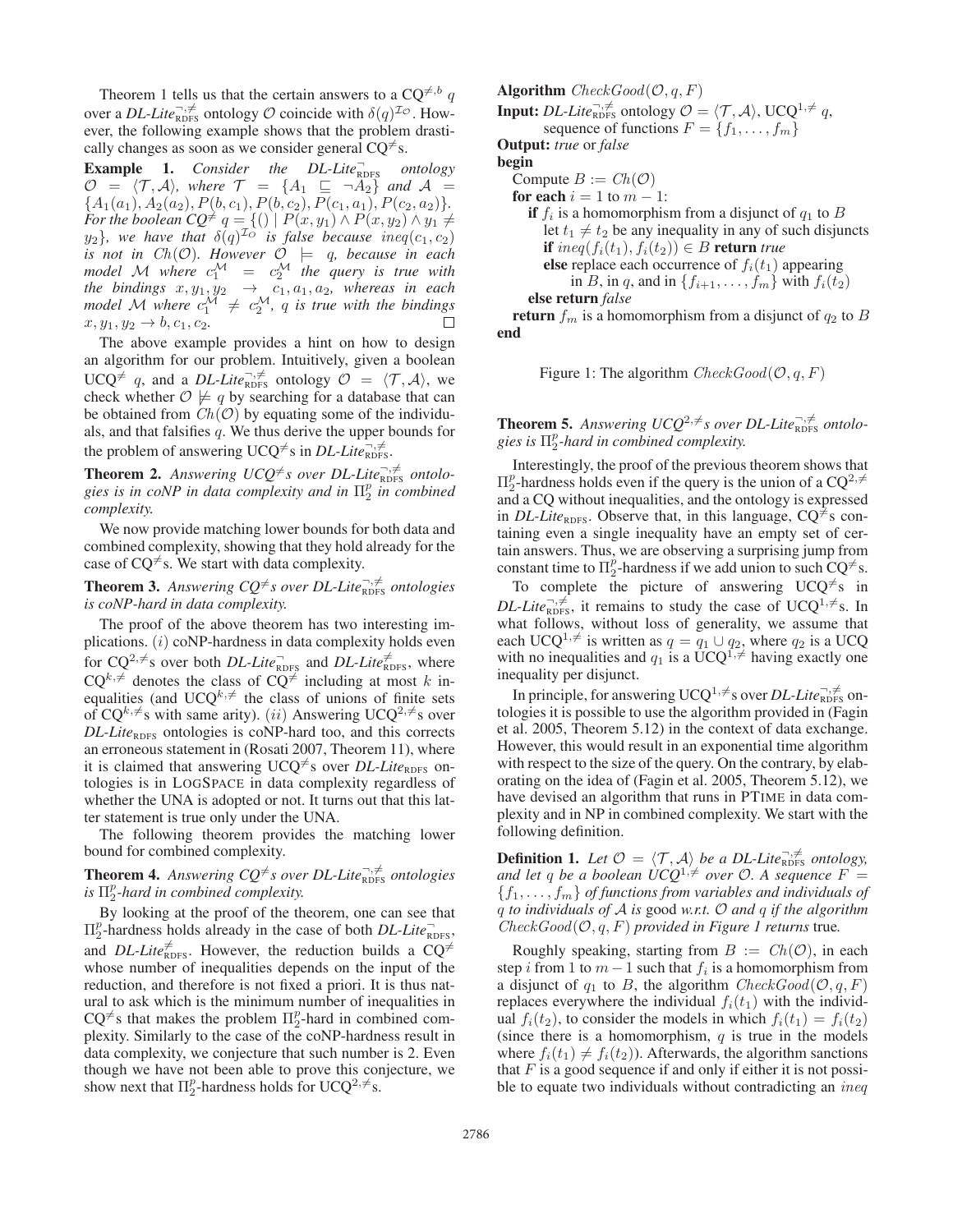Theorem 1 tells us that the certain answers to a $\mathrm{CQ}^{\neq,b}$ $q$ over a $\textit{DL-Lite}^{\neg,\neq}_{\mathrm{RDFS}}$ ontology $\mathcal{O}$ coincide with $\delta(q)^{\mathcal{I}_{\mathcal{O}}}$. However, the following example shows that the problem drastically changes as soon as we consider general $\mathrm{CQ}^{\neq}$s.

**Example 1.** *Consider the $\textit{DL-Lite}^{\neg}_{\mathrm{RDFS}}$ ontology $\mathcal{O} = \langle \mathcal{T}, \mathcal{A} \rangle$, where $\mathcal{T} = \{A_1 \sqsubseteq \neg A_2\}$ and $\mathcal{A} = \{A_1(a_1), A_2(a_2), P(b, c_1), P(b, c_2), P(c_1, a_1), P(c_2, a_2)\}$. For the boolean $\mathrm{CQ}^{\neq}$ $q = \{() \mid P(x, y_1) \wedge P(x, y_2) \wedge y_1 \neq y_2\}$, we have that $\delta(q)^{\mathcal{I}_{\mathcal{O}}}$ is false because $ineq(c_1, c_2)$ is not in $Ch(\mathcal{O})$. However $\mathcal{O} \models q$, because in each model $\mathcal{M}$ where $c_1^{\mathcal{M}} = c_2^{\mathcal{M}}$ the query is true with the bindings $x, y_1, y_2 \rightarrow c_1, a_1, a_2$, whereas in each model $\mathcal{M}$ where $c_1^{\mathcal{M}} \neq c_2^{\mathcal{M}}$, $q$ is true with the bindings $x, y_1, y_2 \rightarrow b, c_1, c_2$.* □

The above example provides a hint on how to design an algorithm for our problem. Intuitively, given a boolean $\mathrm{UCQ}^{\neq}$ $q$, and a $\textit{DL-Lite}^{\neg,\neq}_{\mathrm{RDFS}}$ ontology $\mathcal{O} = \langle \mathcal{T}, \mathcal{A} \rangle$, we check whether $\mathcal{O} \not\models q$ by searching for a database that can be obtained from $Ch(\mathcal{O})$ by equating some of the individuals, and that falsifies $q$. We thus derive the upper bounds for the problem of answering $\mathrm{UCQ}^{\neq}$s in $\textit{DL-Lite}^{\neg,\neq}_{\mathrm{RDFS}}$.

**Theorem 2.** *Answering $\mathrm{UCQ}^{\neq}$s over $\textit{DL-Lite}^{\neg,\neq}_{\mathrm{RDFS}}$ ontologies is in coNP in data complexity and in $\Pi^p_2$ in combined complexity.*

We now provide matching lower bounds for both data and combined complexity, showing that they hold already for the case of $\mathrm{CQ}^{\neq}$s. We start with data complexity.

**Theorem 3.** *Answering $\mathrm{CQ}^{\neq}$s over $\textit{DL-Lite}^{\neg,\neq}_{\mathrm{RDFS}}$ ontologies is coNP-hard in data complexity.*

The proof of the above theorem has two interesting implications. $(i)$ coNP-hardness in data complexity holds even for $\mathrm{CQ}^{2,\neq}$s over both $\textit{DL-Lite}^{\neg}_{\mathrm{RDFS}}$ and $\textit{DL-Lite}^{\neq}_{\mathrm{RDFS}}$, where $\mathrm{CQ}^{k,\neq}$ denotes the class of $\mathrm{CQ}^{\neq}$ including at most $k$ inequalities (and $\mathrm{UCQ}^{k,\neq}$ the class of unions of finite sets of $\mathrm{CQ}^{k,\neq}$s with same arity). $(ii)$ Answering $\mathrm{UCQ}^{2,\neq}$s over $\textit{DL-Lite}_{\mathrm{RDFS}}$ ontologies is coNP-hard too, and this corrects an erroneous statement in (Rosati 2007, Theorem 11), where it is claimed that answering $\mathrm{UCQ}^{\neq}$s over $\textit{DL-Lite}_{\mathrm{RDFS}}$ ontologies is in LOGSPACE in data complexity regardless of whether the UNA is adopted or not. It turns out that this latter statement is true only under the UNA.

The following theorem provides the matching lower bound for combined complexity.

**Theorem 4.** *Answering $\mathrm{CQ}^{\neq}$s over $\textit{DL-Lite}^{\neg,\neq}_{\mathrm{RDFS}}$ ontologies is $\Pi^p_2$-hard in combined complexity.*

By looking at the proof of the theorem, one can see that $\Pi^p_2$-hardness holds already in the case of both $\textit{DL-Lite}^{\neg}_{\mathrm{RDFS}}$, and $\textit{DL-Lite}^{\neq}_{\mathrm{RDFS}}$. However, the reduction builds a $\mathrm{CQ}^{\neq}$ whose number of inequalities depends on the input of the reduction, and therefore is not fixed a priori. It is thus natural to ask which is the minimum number of inequalities in $\mathrm{CQ}^{\neq}$s that makes the problem $\Pi^p_2$-hard in combined complexity. Similarly to the case of the coNP-hardness result in data complexity, we conjecture that such number is 2. Even though we have not been able to prove this conjecture, we show next that $\Pi^p_2$-hardness holds for $\mathrm{UCQ}^{2,\neq}$s.

```
Algorithm CheckGood(O, q, F)
Input: DL-Lite^{¬,≠}_RDFS ontology O = ⟨T, A⟩, UCQ^{1,≠} q,
       sequence of functions F = {f_1, ..., f_m}
Output: true or false
begin
  Compute B := Ch(O)
  for each i = 1 to m − 1:
    if f_i is a homomorphism from a disjunct of q_1 to B
      let t_1 ≠ t_2 be any inequality in any of such disjuncts
      if ineq(f_i(t_1), f_i(t_2)) ∈ B return true
      else replace each occurrence of f_i(t_1) appearing
           in B, in q, and in {f_{i+1}, ..., f_m} with f_i(t_2)
    else return false
  return f_m is a homomorphism from a disjunct of q_2 to B
end
```

Figure 1: The algorithm $CheckGood(\mathcal{O}, q, F)$

**Theorem 5.** *Answering $\mathrm{UCQ}^{2,\neq}$s over $\textit{DL-Lite}^{\neg,\neq}_{\mathrm{RDFS}}$ ontologies is $\Pi^p_2$-hard in combined complexity.*

Interestingly, the proof of the previous theorem shows that $\Pi^p_2$-hardness holds even if the query is the union of a $\mathrm{CQ}^{2,\neq}$ and a CQ without inequalities, and the ontology is expressed in $\textit{DL-Lite}_{\mathrm{RDFS}}$. Observe that, in this language, $\mathrm{CQ}^{\neq}$s containing even a single inequality have an empty set of certain answers. Thus, we are observing a surprising jump from constant time to $\Pi^p_2$-hardness if we add union to such $\mathrm{CQ}^{\neq}$s.

To complete the picture of answering $\mathrm{UCQ}^{\neq}$s in $\textit{DL-Lite}^{\neg,\neq}_{\mathrm{RDFS}}$, it remains to study the case of $\mathrm{UCQ}^{1,\neq}$s. In what follows, without loss of generality, we assume that each $\mathrm{UCQ}^{1,\neq}$ is written as $q = q_1 \cup q_2$, where $q_2$ is a UCQ with no inequalities and $q_1$ is a $\mathrm{UCQ}^{1,\neq}$ having exactly one inequality per disjunct.

In principle, for answering $\mathrm{UCQ}^{1,\neq}$s over $\textit{DL-Lite}^{\neg,\neq}_{\mathrm{RDFS}}$ ontologies it is possible to use the algorithm provided in (Fagin et al. 2005, Theorem 5.12) in the context of data exchange. However, this would result in an exponential time algorithm with respect to the size of the query. On the contrary, by elaborating on the idea of (Fagin et al. 2005, Theorem 5.12), we have devised an algorithm that runs in PTIME in data complexity and in NP in combined complexity. We start with the following definition.

**Definition 1.** *Let $\mathcal{O} = \langle \mathcal{T}, \mathcal{A} \rangle$ be a $\textit{DL-Lite}^{\neg,\neq}_{\mathrm{RDFS}}$ ontology, and let $q$ be a boolean $\mathrm{UCQ}^{1,\neq}$ over $\mathcal{O}$. A sequence $F = \{f_1, \ldots, f_m\}$ of functions from variables and individuals of $q$ to individuals of $\mathcal{A}$ is* good *w.r.t. $\mathcal{O}$ and $q$ if the algorithm $CheckGood(\mathcal{O}, q, F)$ provided in Figure 1 returns* true*.*

Roughly speaking, starting from $B := Ch(\mathcal{O})$, in each step $i$ from 1 to $m-1$ such that $f_i$ is a homomorphism from a disjunct of $q_1$ to $B$, the algorithm $CheckGood(\mathcal{O}, q, F)$ replaces everywhere the individual $f_i(t_1)$ with the individual $f_i(t_2)$, to consider the models in which $f_i(t_1) = f_i(t_2)$ (since there is a homomorphism, $q$ is true in the models where $f_i(t_1) \neq f_i(t_2)$). Afterwards, the algorithm sanctions that $F$ is a good sequence if and only if either it is not possible to equate two individuals without contradicting an $ineq$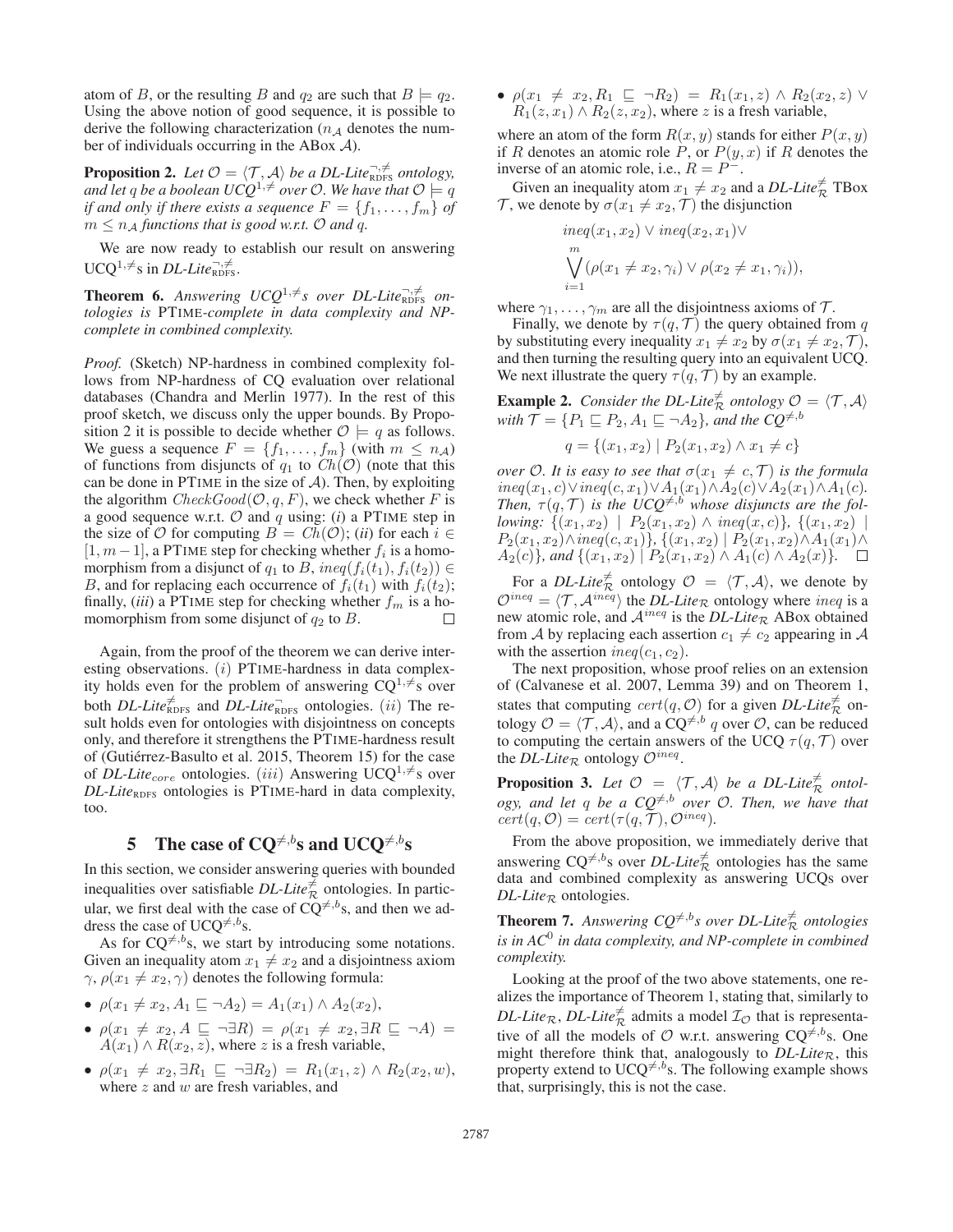atom of $B$, or the resulting $B$ and $q_2$ are such that $B \models q_2$. Using the above notion of good sequence, it is possible to derive the following characterization ($n_{\mathcal{A}}$ denotes the number of individuals occurring in the ABox $\mathcal{A}$).

**Proposition 2.** *Let $\mathcal{O} = \langle \mathcal{T}, \mathcal{A} \rangle$ be a DL-Lite$^{\neg,\neq}_{\text{RDFS}}$ ontology, and let $q$ be a boolean UCQ$^{1,\neq}$ over $\mathcal{O}$. We have that $\mathcal{O} \models q$ if and only if there exists a sequence $F = \{f_1, \ldots, f_m\}$ of $m \leq n_{\mathcal{A}}$ functions that is good w.r.t. $\mathcal{O}$ and $q$.*

We are now ready to establish our result on answering UCQ$^{1,\neq}$s in *DL-Lite*$^{\neg,\neq}_{\text{RDFS}}$.

**Theorem 6.** *Answering UCQ$^{1,\neq}$s over DL-Lite$^{\neg,\neq}_{\text{RDFS}}$ ontologies is* PTIME*-complete in data complexity and NP-complete in combined complexity.*

*Proof.* (Sketch) NP-hardness in combined complexity follows from NP-hardness of CQ evaluation over relational databases (Chandra and Merlin 1977). In the rest of this proof sketch, we discuss only the upper bounds. By Proposition 2 it is possible to decide whether $\mathcal{O} \models q$ as follows. We guess a sequence $F = \{f_1, \ldots, f_m\}$ (with $m \leq n_{\mathcal{A}}$) of functions from disjuncts of $q_1$ to $Ch(\mathcal{O})$ (note that this can be done in PTIME in the size of $\mathcal{A}$). Then, by exploiting the algorithm $CheckGood(\mathcal{O}, q, F)$, we check whether $F$ is a good sequence w.r.t. $\mathcal{O}$ and $q$ using: (*i*) a PTIME step in the size of $\mathcal{O}$ for computing $B = Ch(\mathcal{O})$; (*ii*) for each $i \in [1, m-1]$, a PTIME step for checking whether $f_i$ is a homomorphism from a disjunct of $q_1$ to $B$, $ineq(f_i(t_1), f_i(t_2)) \in B$, and for replacing each occurrence of $f_i(t_1)$ with $f_i(t_2)$; finally, (*iii*) a PTIME step for checking whether $f_m$ is a homomorphism from some disjunct of $q_2$ to $B$. ◻

Again, from the proof of the theorem we can derive interesting observations. ($i$) PTIME-hardness in data complexity holds even for the problem of answering CQ$^{1,\neq}$s over both *DL-Lite*$^{\neq}_{\text{RDFS}}$ and *DL-Lite*$^{\neg}_{\text{RDFS}}$ ontologies. ($ii$) The result holds even for ontologies with disjointness on concepts only, and therefore it strengthens the PTIME-hardness result of (Gutiérrez-Basulto et al. 2015, Theorem 15) for the case of *DL-Lite*$_{core}$ ontologies. ($iii$) Answering UCQ$^{1,\neq}$s over *DL-Lite*$_{\text{RDFS}}$ ontologies is PTIME-hard in data complexity, too.

## 5 The case of CQ$^{\neq,b}$s and UCQ$^{\neq,b}$s

In this section, we consider answering queries with bounded inequalities over satisfiable *DL-Lite*$^{\neq}_{\mathcal{R}}$ ontologies. In particular, we first deal with the case of CQ$^{\neq,b}$s, and then we address the case of UCQ$^{\neq,b}$s.

As for CQ$^{\neq,b}$s, we start by introducing some notations. Given an inequality atom $x_1 \neq x_2$ and a disjointness axiom $\gamma$, $\rho(x_1 \neq x_2, \gamma)$ denotes the following formula:

- $\rho(x_1 \neq x_2, A_1 \sqsubseteq \neg A_2) = A_1(x_1) \wedge A_2(x_2)$,
- $\rho(x_1 \neq x_2, A \sqsubseteq \neg \exists R) = \rho(x_1 \neq x_2, \exists R \sqsubseteq \neg A) = A(x_1) \wedge R(x_2, z)$, where $z$ is a fresh variable,
- $\rho(x_1 \neq x_2, \exists R_1 \sqsubseteq \neg \exists R_2) = R_1(x_1, z) \wedge R_2(x_2, w)$, where $z$ and $w$ are fresh variables, and
- $\rho(x_1 \neq x_2, R_1 \sqsubseteq \neg R_2) = R_1(x_1, z) \wedge R_2(x_2, z) \vee R_1(z, x_1) \wedge R_2(z, x_2)$, where $z$ is a fresh variable,

where an atom of the form $R(x, y)$ stands for either $P(x, y)$ if $R$ denotes an atomic role $P$, or $P(y, x)$ if $R$ denotes the inverse of an atomic role, i.e., $R = P^-$.

Given an inequality atom $x_1 \neq x_2$ and a *DL-Lite*$^{\neq}_{\mathcal{R}}$ TBox $\mathcal{T}$, we denote by $\sigma(x_1 \neq x_2, \mathcal{T})$ the disjunction

$$ineq(x_1, x_2) \vee ineq(x_2, x_1) \vee \bigvee_{i=1}^{m} (\rho(x_1 \neq x_2, \gamma_i) \vee \rho(x_2 \neq x_1, \gamma_i)),$$

where $\gamma_1, \ldots, \gamma_m$ are all the disjointness axioms of $\mathcal{T}$.

Finally, we denote by $\tau(q, \mathcal{T})$ the query obtained from $q$ by substituting every inequality $x_1 \neq x_2$ by $\sigma(x_1 \neq x_2, \mathcal{T})$, and then turning the resulting query into an equivalent UCQ. We next illustrate the query $\tau(q, \mathcal{T})$ by an example.

**Example 2.** *Consider the DL-Lite$^{\neq}_{\mathcal{R}}$ ontology $\mathcal{O} = \langle \mathcal{T}, \mathcal{A} \rangle$ with $\mathcal{T} = \{P_1 \sqsubseteq P_2, A_1 \sqsubseteq \neg A_2\}$, and the CQ$^{\neq,b}$*

$$q = \{(x_1, x_2) \mid P_2(x_1, x_2) \wedge x_1 \neq c\}$$

*over $\mathcal{O}$. It is easy to see that $\sigma(x_1 \neq c, \mathcal{T})$ is the formula $ineq(x_1, c) \vee ineq(c, x_1) \vee A_1(x_1) \wedge A_2(c) \vee A_2(x_1) \wedge A_1(c)$. Then, $\tau(q, \mathcal{T})$ is the UCQ$^{\neq,b}$ whose disjuncts are the following: $\{(x_1, x_2) \mid P_2(x_1, x_2) \wedge ineq(x, c)\}$, $\{(x_1, x_2) \mid P_2(x_1, x_2) \wedge ineq(c, x_1)\}$, $\{(x_1, x_2) \mid P_2(x_1, x_2) \wedge A_1(x_1) \wedge A_2(c)\}$, and $\{(x_1, x_2) \mid P_2(x_1, x_2) \wedge A_1(c) \wedge A_2(x)\}$.* ◻

For a *DL-Lite*$^{\neq}_{\mathcal{R}}$ ontology $\mathcal{O} = \langle \mathcal{T}, \mathcal{A} \rangle$, we denote by $\mathcal{O}^{ineq} = \langle \mathcal{T}, \mathcal{A}^{ineq} \rangle$ the *DL-Lite*$_{\mathcal{R}}$ ontology where $ineq$ is a new atomic role, and $\mathcal{A}^{ineq}$ is the *DL-Lite*$_{\mathcal{R}}$ ABox obtained from $\mathcal{A}$ by replacing each assertion $c_1 \neq c_2$ appearing in $\mathcal{A}$ with the assertion $ineq(c_1, c_2)$.

The next proposition, whose proof relies on an extension of (Calvanese et al. 2007, Lemma 39) and on Theorem 1, states that computing $cert(q, \mathcal{O})$ for a given *DL-Lite*$^{\neq}_{\mathcal{R}}$ ontology $\mathcal{O} = \langle \mathcal{T}, \mathcal{A} \rangle$, and a CQ$^{\neq,b}$ $q$ over $\mathcal{O}$, can be reduced to computing the certain answers of the UCQ $\tau(q, \mathcal{T})$ over the *DL-Lite*$_{\mathcal{R}}$ ontology $\mathcal{O}^{ineq}$.

**Proposition 3.** *Let $\mathcal{O} = \langle \mathcal{T}, \mathcal{A} \rangle$ be a DL-Lite$^{\neq}_{\mathcal{R}}$ ontology, and let $q$ be a CQ$^{\neq,b}$ over $\mathcal{O}$. Then, we have that $cert(q, \mathcal{O}) = cert(\tau(q, \mathcal{T}), \mathcal{O}^{ineq})$.*

From the above proposition, we immediately derive that answering CQ$^{\neq,b}$s over *DL-Lite*$^{\neq}_{\mathcal{R}}$ ontologies has the same data and combined complexity as answering UCQs over *DL-Lite*$_{\mathcal{R}}$ ontologies.

**Theorem 7.** *Answering CQ$^{\neq,b}$s over DL-Lite$^{\neq}_{\mathcal{R}}$ ontologies is in AC$^0$ in data complexity, and NP-complete in combined complexity.*

Looking at the proof of the two above statements, one realizes the importance of Theorem 1, stating that, similarly to *DL-Lite*$_{\mathcal{R}}$, *DL-Lite*$^{\neq}_{\mathcal{R}}$ admits a model $\mathcal{I}_{\mathcal{O}}$ that is representative of all the models of $\mathcal{O}$ w.r.t. answering CQ$^{\neq,b}$s. One might therefore think that, analogously to *DL-Lite*$_{\mathcal{R}}$, this property extend to UCQ$^{\neq,b}$s. The following example shows that, surprisingly, this is not the case.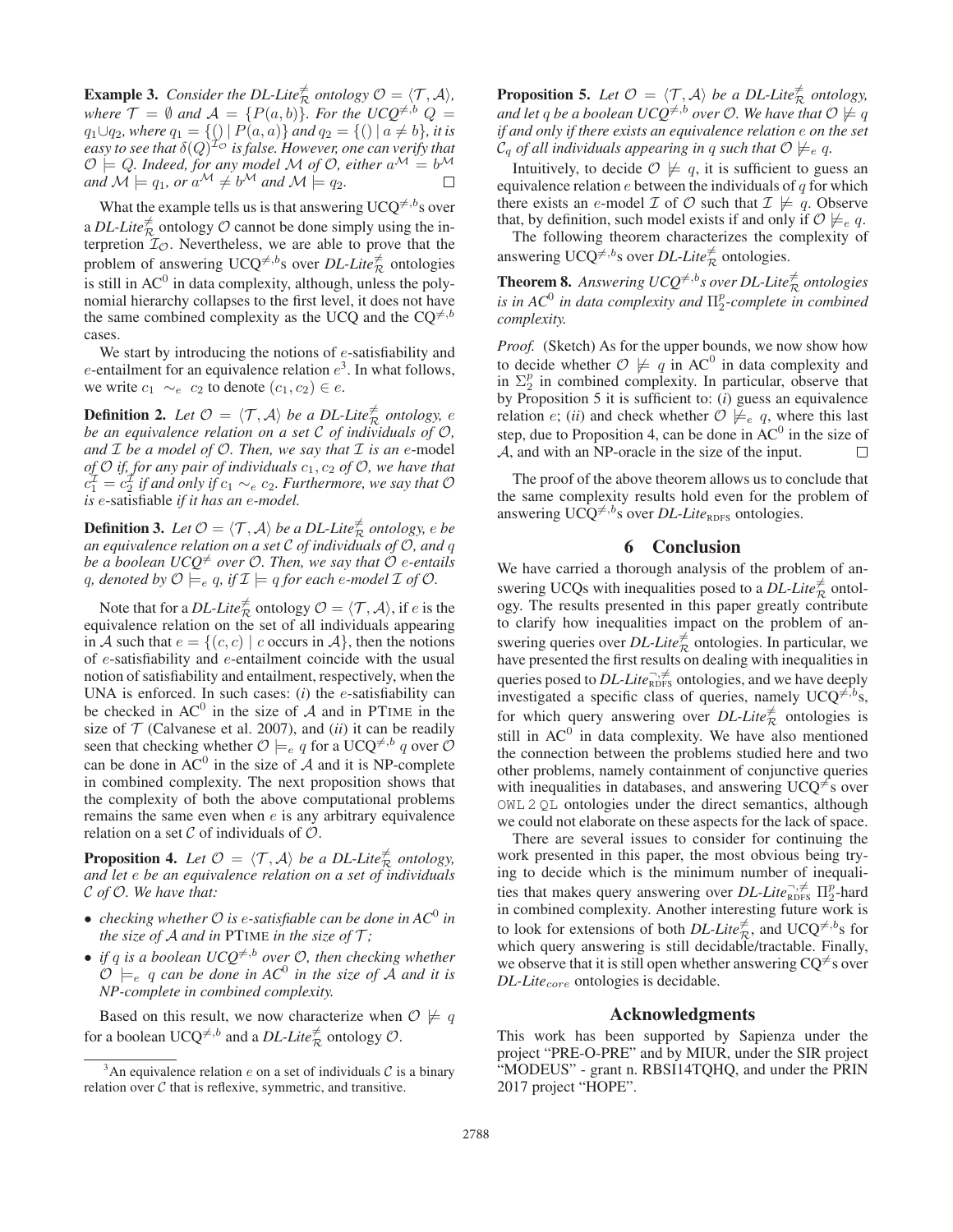**Example 3.** *Consider the DL-Lite*$^{\neq}_{\mathcal{R}}$ *ontology* $\mathcal{O} = \langle \mathcal{T}, \mathcal{A} \rangle$*, where* $\mathcal{T} = \emptyset$ *and* $\mathcal{A} = \{P(a, b)\}$*. For the UCQ*$^{\neq,b}$ $Q = q_1 \cup q_2$*, where* $q_1 = \{() \mid P(a, a)\}$ *and* $q_2 = \{() \mid a \neq b\}$*, it is easy to see that* $\delta(Q)^{\mathcal{I}_{\mathcal{O}}}$ *is false. However, one can verify that* $\mathcal{O} \models Q$*. Indeed, for any model* $\mathcal{M}$ *of* $\mathcal{O}$*, either* $a^{\mathcal{M}} = b^{\mathcal{M}}$ *and* $\mathcal{M} \models q_1$*, or* $a^{\mathcal{M}} \neq b^{\mathcal{M}}$ *and* $\mathcal{M} \models q_2$*.* $\square$

What the example tells us is that answering UCQ$^{\neq,b}$s over a *DL-Lite*$^{\neq}_{\mathcal{R}}$ ontology $\mathcal{O}$ cannot be done simply using the interpretion $\mathcal{I}_{\mathcal{O}}$. Nevertheless, we are able to prove that the problem of answering UCQ$^{\neq,b}$s over *DL-Lite*$^{\neq}_{\mathcal{R}}$ ontologies is still in AC$^0$ in data complexity, although, unless the polynomial hierarchy collapses to the first level, it does not have the same combined complexity as the UCQ and the CQ$^{\neq,b}$ cases.

We start by introducing the notions of $e$-satisfiability and $e$-entailment for an equivalence relation $e$[3]. In what follows, we write $c_1 \sim_e c_2$ to denote $(c_1, c_2) \in e$.

**Definition 2.** *Let* $\mathcal{O} = \langle \mathcal{T}, \mathcal{A} \rangle$ *be a DL-Lite*$^{\neq}_{\mathcal{R}}$ *ontology,* $e$ *be an equivalence relation on a set* $\mathcal{C}$ *of individuals of* $\mathcal{O}$*, and* $\mathcal{I}$ *be a model of* $\mathcal{O}$*. Then, we say that* $\mathcal{I}$ *is an* $e$-model *of* $\mathcal{O}$ *if, for any pair of individuals* $c_1, c_2$ *of* $\mathcal{O}$*, we have that* $c_1^{\mathcal{I}} = c_2^{\mathcal{I}}$ *if and only if* $c_1 \sim_e c_2$*. Furthermore, we say that* $\mathcal{O}$ *is* $e$-satisfiable *if it has an* $e$*-model.*

**Definition 3.** *Let* $\mathcal{O} = \langle \mathcal{T}, \mathcal{A} \rangle$ *be a DL-Lite*$^{\neq}_{\mathcal{R}}$ *ontology,* $e$ *be an equivalence relation on a set* $\mathcal{C}$ *of individuals of* $\mathcal{O}$*, and* $q$ *be a boolean UCQ*$^{\neq}$ *over* $\mathcal{O}$*. Then, we say that* $\mathcal{O}$ $e$*-entails* $q$*, denoted by* $\mathcal{O} \models_e q$*, if* $\mathcal{I} \models q$ *for each* $e$*-model* $\mathcal{I}$ *of* $\mathcal{O}$*.*

Note that for a *DL-Lite*$^{\neq}_{\mathcal{R}}$ ontology $\mathcal{O} = \langle \mathcal{T}, \mathcal{A} \rangle$, if $e$ is the equivalence relation on the set of all individuals appearing in $\mathcal{A}$ such that $e = \{(c, c) \mid c \text{ occurs in } \mathcal{A}\}$, then the notions of $e$-satisfiability and $e$-entailment coincide with the usual notion of satisfiability and entailment, respectively, when the UNA is enforced. In such cases: (*i*) the $e$-satisfiability can be checked in AC$^0$ in the size of $\mathcal{A}$ and in PTIME in the size of $\mathcal{T}$ (Calvanese et al. 2007), and (*ii*) it can be readily seen that checking whether $\mathcal{O} \models_e q$ for a UCQ$^{\neq,b}$ $q$ over $\mathcal{O}$ can be done in AC$^0$ in the size of $\mathcal{A}$ and it is NP-complete in combined complexity. The next proposition shows that the complexity of both the above computational problems remains the same even when $e$ is any arbitrary equivalence relation on a set $\mathcal{C}$ of individuals of $\mathcal{O}$.

**Proposition 4.** *Let* $\mathcal{O} = \langle \mathcal{T}, \mathcal{A} \rangle$ *be a DL-Lite*$^{\neq}_{\mathcal{R}}$ *ontology, and let* $e$ *be an equivalence relation on a set of individuals* $\mathcal{C}$ *of* $\mathcal{O}$*. We have that:*

- *checking whether* $\mathcal{O}$ *is* $e$*-satisfiable can be done in AC*$^0$ *in the size of* $\mathcal{A}$ *and in* PTIME *in the size of* $\mathcal{T}$*;*
- *if* $q$ *is a boolean UCQ*$^{\neq,b}$ *over* $\mathcal{O}$*, then checking whether* $\mathcal{O} \models_e q$ *can be done in AC*$^0$ *in the size of* $\mathcal{A}$ *and it is NP-complete in combined complexity.*

Based on this result, we now characterize when $\mathcal{O} \not\models q$ for a boolean UCQ$^{\neq,b}$ and a *DL-Lite*$^{\neq}_{\mathcal{R}}$ ontology $\mathcal{O}$.

[3] An equivalence relation $e$ on a set of individuals $\mathcal{C}$ is a binary relation over $\mathcal{C}$ that is reflexive, symmetric, and transitive.

**Proposition 5.** *Let* $\mathcal{O} = \langle \mathcal{T}, \mathcal{A} \rangle$ *be a DL-Lite*$^{\neq}_{\mathcal{R}}$ *ontology, and let* $q$ *be a boolean UCQ*$^{\neq,b}$ *over* $\mathcal{O}$*. We have that* $\mathcal{O} \not\models q$ *if and only if there exists an equivalence relation* $e$ *on the set* $\mathcal{C}_q$ *of all individuals appearing in* $q$ *such that* $\mathcal{O} \not\models_e q$*.*

Intuitively, to decide $\mathcal{O} \not\models q$, it is sufficient to guess an equivalence relation $e$ between the individuals of $q$ for which there exists an $e$-model $\mathcal{I}$ of $\mathcal{O}$ such that $\mathcal{I} \not\models q$. Observe that, by definition, such model exists if and only if $\mathcal{O} \not\models_e q$.

The following theorem characterizes the complexity of answering UCQ$^{\neq,b}$s over *DL-Lite*$^{\neq}_{\mathcal{R}}$ ontologies.

**Theorem 8.** *Answering UCQ*$^{\neq,b}$*s over DL-Lite*$^{\neq}_{\mathcal{R}}$ *ontologies is in AC*$^0$ *in data complexity and* $\Pi^p_2$*-complete in combined complexity.*

*Proof.* (Sketch) As for the upper bounds, we now show how to decide whether $\mathcal{O} \not\models q$ in AC$^0$ in data complexity and in $\Sigma^p_2$ in combined complexity. In particular, observe that by Proposition 5 it is sufficient to: (*i*) guess an equivalence relation $e$; (*ii*) and check whether $\mathcal{O} \not\models_e q$, where this last step, due to Proposition 4, can be done in AC$^0$ in the size of $\mathcal{A}$, and with an NP-oracle in the size of the input. $\square$

The proof of the above theorem allows us to conclude that the same complexity results hold even for the problem of answering UCQ$^{\neq,b}$s over *DL-Lite*$_{\text{RDFS}}$ ontologies.

## 6 Conclusion

We have carried a thorough analysis of the problem of answering UCQs with inequalities posed to a *DL-Lite*$^{\neq}_{\mathcal{R}}$ ontology. The results presented in this paper greatly contribute to clarify how inequalities impact on the problem of answering queries over *DL-Lite*$^{\neq}_{\mathcal{R}}$ ontologies. In particular, we have presented the first results on dealing with inequalities in queries posed to *DL-Lite*$^{\neg,\neq}_{\text{RDFS}}$ ontologies, and we have deeply investigated a specific class of queries, namely UCQ$^{\neq,b}$s, for which query answering over *DL-Lite*$^{\neq}_{\mathcal{R}}$ ontologies is still in AC$^0$ in data complexity. We have also mentioned the connection between the problems studied here and two other problems, namely containment of conjunctive queries with inequalities in databases, and answering UCQ$^{\neq}$s over OWL 2 QL ontologies under the direct semantics, although we could not elaborate on these aspects for the lack of space.

There are several issues to consider for continuing the work presented in this paper, the most obvious being trying to decide which is the minimum number of inequalities that makes query answering over *DL-Lite*$^{\neg,\neq}_{\text{RDFS}}$ $\Pi^p_2$-hard in combined complexity. Another interesting future work is to look for extensions of both *DL-Lite*$^{\neq}_{\mathcal{R}}$, and UCQ$^{\neq,b}$s for which query answering is still decidable/tractable. Finally, we observe that it is still open whether answering CQ$^{\neq}$s over *DL-Lite*$_{core}$ ontologies is decidable.

## Acknowledgments

This work has been supported by Sapienza under the project "PRE-O-PRE" and by MIUR, under the SIR project "MODEUS" - grant n. RBSI14TQHQ, and under the PRIN 2017 project "HOPE".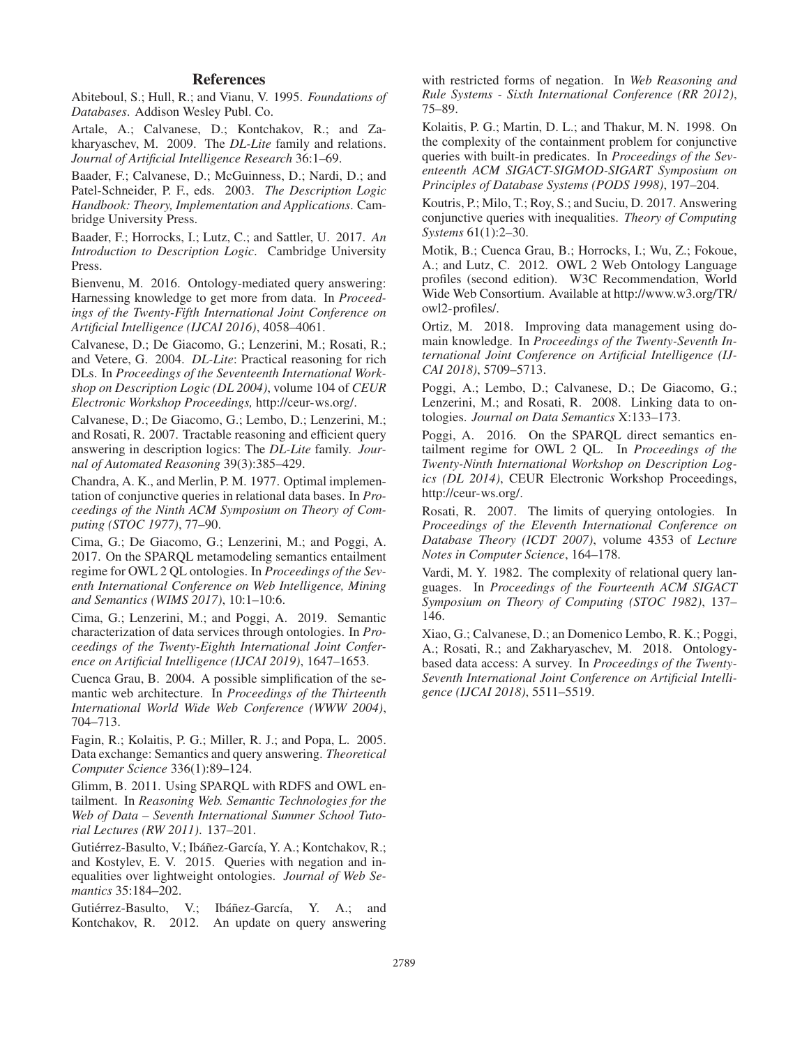## References

Abiteboul, S.; Hull, R.; and Vianu, V. 1995. *Foundations of Databases*. Addison Wesley Publ. Co.

Artale, A.; Calvanese, D.; Kontchakov, R.; and Zakharyaschev, M. 2009. The *DL-Lite* family and relations. *Journal of Artificial Intelligence Research* 36:1–69.

Baader, F.; Calvanese, D.; McGuinness, D.; Nardi, D.; and Patel-Schneider, P. F., eds. 2003. *The Description Logic Handbook: Theory, Implementation and Applications*. Cambridge University Press.

Baader, F.; Horrocks, I.; Lutz, C.; and Sattler, U. 2017. *An Introduction to Description Logic*. Cambridge University Press.

Bienvenu, M. 2016. Ontology-mediated query answering: Harnessing knowledge to get more from data. In *Proceedings of the Twenty-Fifth International Joint Conference on Artificial Intelligence (IJCAI 2016)*, 4058–4061.

Calvanese, D.; De Giacomo, G.; Lenzerini, M.; Rosati, R.; and Vetere, G. 2004. *DL-Lite*: Practical reasoning for rich DLs. In *Proceedings of the Seventeenth International Workshop on Description Logic (DL 2004)*, volume 104 of *CEUR Electronic Workshop Proceedings,* http://ceur-ws.org/.

Calvanese, D.; De Giacomo, G.; Lembo, D.; Lenzerini, M.; and Rosati, R. 2007. Tractable reasoning and efficient query answering in description logics: The *DL-Lite* family. *Journal of Automated Reasoning* 39(3):385–429.

Chandra, A. K., and Merlin, P. M. 1977. Optimal implementation of conjunctive queries in relational data bases. In *Proceedings of the Ninth ACM Symposium on Theory of Computing (STOC 1977)*, 77–90.

Cima, G.; De Giacomo, G.; Lenzerini, M.; and Poggi, A. 2017. On the SPARQL metamodeling semantics entailment regime for OWL 2 QL ontologies. In *Proceedings of the Seventh International Conference on Web Intelligence, Mining and Semantics (WIMS 2017)*, 10:1–10:6.

Cima, G.; Lenzerini, M.; and Poggi, A. 2019. Semantic characterization of data services through ontologies. In *Proceedings of the Twenty-Eighth International Joint Conference on Artificial Intelligence (IJCAI 2019)*, 1647–1653.

Cuenca Grau, B. 2004. A possible simplification of the semantic web architecture. In *Proceedings of the Thirteenth International World Wide Web Conference (WWW 2004)*, 704–713.

Fagin, R.; Kolaitis, P. G.; Miller, R. J.; and Popa, L. 2005. Data exchange: Semantics and query answering. *Theoretical Computer Science* 336(1):89–124.

Glimm, B. 2011. Using SPARQL with RDFS and OWL entailment. In *Reasoning Web. Semantic Technologies for the Web of Data – Seventh International Summer School Tutorial Lectures (RW 2011).* 137–201.

Gutiérrez-Basulto, V.; Ibáñez-García, Y. A.; Kontchakov, R.; and Kostylev, E. V. 2015. Queries with negation and inequalities over lightweight ontologies. *Journal of Web Semantics* 35:184–202.

Gutiérrez-Basulto, V.; Ibáñez-García, Y. A.; and Kontchakov, R. 2012. An update on query answering with restricted forms of negation. In *Web Reasoning and Rule Systems - Sixth International Conference (RR 2012)*, 75–89.

Kolaitis, P. G.; Martin, D. L.; and Thakur, M. N. 1998. On the complexity of the containment problem for conjunctive queries with built-in predicates. In *Proceedings of the Seventeenth ACM SIGACT-SIGMOD-SIGART Symposium on Principles of Database Systems (PODS 1998)*, 197–204.

Koutris, P.; Milo, T.; Roy, S.; and Suciu, D. 2017. Answering conjunctive queries with inequalities. *Theory of Computing Systems* 61(1):2–30.

Motik, B.; Cuenca Grau, B.; Horrocks, I.; Wu, Z.; Fokoue, A.; and Lutz, C. 2012. OWL 2 Web Ontology Language profiles (second edition). W3C Recommendation, World Wide Web Consortium. Available at http://www.w3.org/TR/owl2-profiles/.

Ortiz, M. 2018. Improving data management using domain knowledge. In *Proceedings of the Twenty-Seventh International Joint Conference on Artificial Intelligence (IJCAI 2018)*, 5709–5713.

Poggi, A.; Lembo, D.; Calvanese, D.; De Giacomo, G.; Lenzerini, M.; and Rosati, R. 2008. Linking data to ontologies. *Journal on Data Semantics* X:133–173.

Poggi, A. 2016. On the SPARQL direct semantics entailment regime for OWL 2 QL. In *Proceedings of the Twenty-Ninth International Workshop on Description Logics (DL 2014)*, CEUR Electronic Workshop Proceedings, http://ceur-ws.org/.

Rosati, R. 2007. The limits of querying ontologies. In *Proceedings of the Eleventh International Conference on Database Theory (ICDT 2007)*, volume 4353 of *Lecture Notes in Computer Science*, 164–178.

Vardi, M. Y. 1982. The complexity of relational query languages. In *Proceedings of the Fourteenth ACM SIGACT Symposium on Theory of Computing (STOC 1982)*, 137–146.

Xiao, G.; Calvanese, D.; an Domenico Lembo, R. K.; Poggi, A.; Rosati, R.; and Zakharyaschev, M. 2018. Ontology-based data access: A survey. In *Proceedings of the Twenty-Seventh International Joint Conference on Artificial Intelligence (IJCAI 2018)*, 5511–5519.